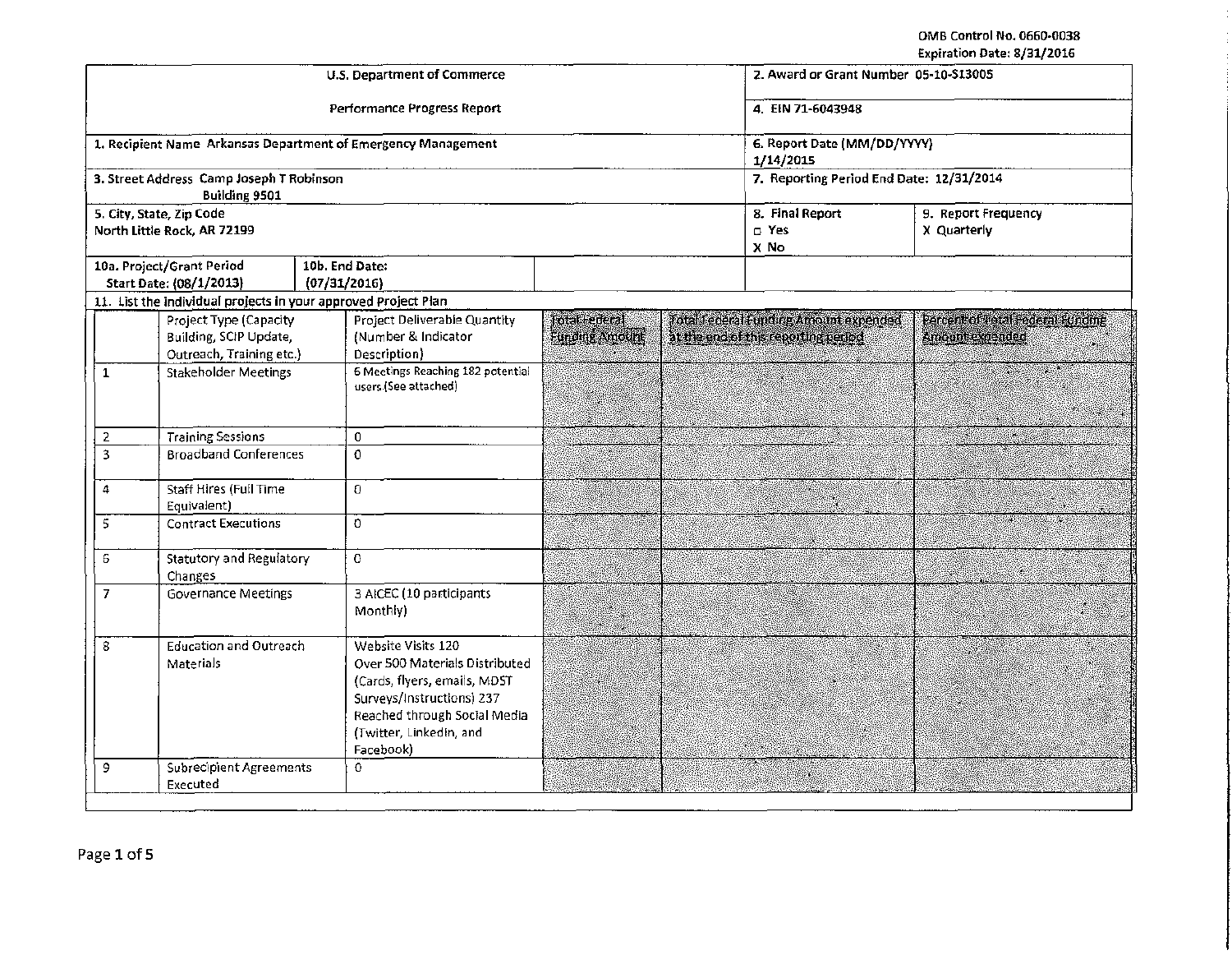OMB Control No. 0660-0038
Expiration Date: 8/31/2016

| U.S. Department of Commerce<br>Performance Progress Report | 2. Award or Grant Number 05-10-S13005<br>4. EIN 71-6043948 |
|---|---|
| 1. Recipient Name Arkansas Department of Emergency Management | 6. Report Date (MM/DD/YYYY) 1/14/2015 |
| 3. Street Address Camp Joseph T Robinson Building 9501 | 7. Reporting Period End Date: 12/31/2014 |
| 5. City, State, Zip Code North Little Rock, AR 72199 | 8. Final Report ☐ Yes X No / 9. Report Frequency X Quarterly |
| 10a. Project/Grant Period Start Date: (08/1/2013) / 10b. End Date: (07/31/2016) | |

11. List the individual projects in your approved Project Plan

| | Project Type (Capacity Building, SCIP Update, Outreach, Training etc.) | Project Deliverable Quantity (Number & Indicator Description) | Total Federal Funding Amount | Total Federal Funding Amount expended at the end of this reporting period | Percent of Total Federal Funding Amount expended |
|---|---|---|---|---|---|
| 1 | Stakeholder Meetings | 6 Meetings Reaching 182 potential users (See attached) | | | |
| 2 | Training Sessions | 0 | | | |
| 3 | Broadband Conferences | 0 | | | |
| 4 | Staff Hires (Full Time Equivalent) | 0 | | | |
| 5 | Contract Executions | 0 | | | |
| 6 | Statutory and Regulatory Changes | 0 | | | |
| 7 | Governance Meetings | 3 AICEC (10 participants Monthly) | | | |
| 8 | Education and Outreach Materials | Website Visits 120<br>Over 500 Materials Distributed (Cards, flyers, emails, MDST Surveys/Instructions) 237 Reached through Social Media (Twitter, LinkedIn, and Facebook) | | | |
| 9 | Subrecipient Agreements Executed | 0 | | | |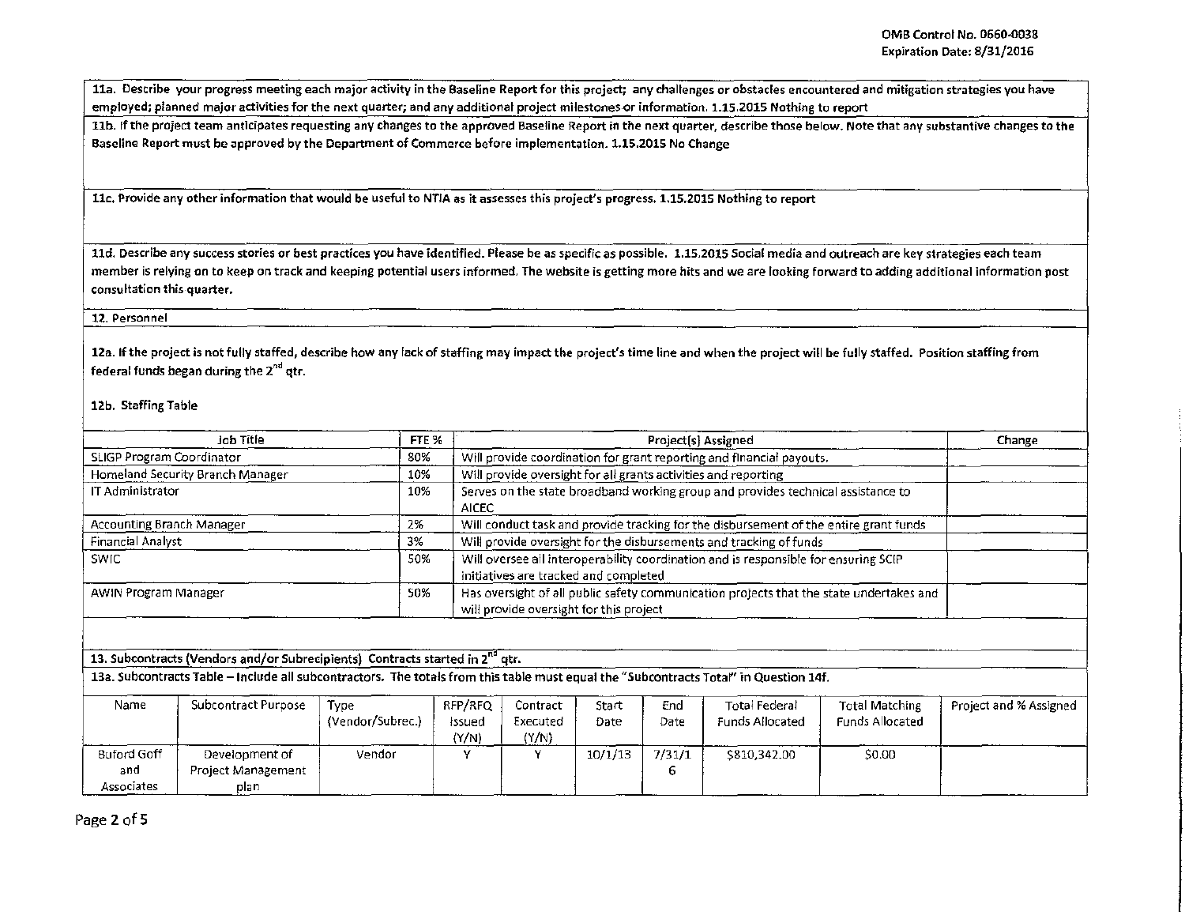OMB Control No. 0660-0038
Expiration Date: 8/31/2016

11a. Describe your progress meeting each major activity in the Baseline Report for this project; any challenges or obstacles encountered and mitigation strategies you have employed; planned major activities for the next quarter; and any additional project milestones or information. 1.15.2015 Nothing to report

11b. If the project team anticipates requesting any changes to the approved Baseline Report in the next quarter, describe those below. Note that any substantive changes to the Baseline Report must be approved by the Department of Commerce before implementation. 1.15.2015 No Change

11c. Provide any other information that would be useful to NTIA as it assesses this project's progress. 1.15.2015 Nothing to report

11d. Describe any success stories or best practices you have identified. Please be as specific as possible. 1.15.2015 Social media and outreach are key strategies each team member is relying on to keep on track and keeping potential users informed. The website is getting more hits and we are looking forward to adding additional information post consultation this quarter.

12. Personnel

12a. If the project is not fully staffed, describe how any lack of staffing may impact the project's time line and when the project will be fully staffed. Position staffing from federal funds began during the 2nd qtr.

12b. Staffing Table

| Job Title | FTE % | Project(s) Assigned | Change |
|---|---|---|---|
| SLIGP Program Coordinator | 80% | Will provide coordination for grant reporting and financial payouts. | |
| Homeland Security Branch Manager | 10% | Will provide oversight for all grants activities and reporting | |
| IT Administrator | 10% | Serves on the state broadband working group and provides technical assistance to AICEC | |
| Accounting Branch Manager | 2% | Will conduct task and provide tracking for the disbursement of the entire grant funds | |
| Financial Analyst | 3% | Will provide oversight for the disbursements and tracking of funds | |
| SWIC | 50% | Will oversee all interoperability coordination and is responsible for ensuring SCIP initiatives are tracked and completed | |
| AWIN Program Manager | 50% | Has oversight of all public safety communication projects that the state undertakes and will provide oversight for this project | |

13. Subcontracts (Vendors and/or Subrecipients) Contracts started in 2nd qtr.

13a. Subcontracts Table – Include all subcontractors. The totals from this table must equal the "Subcontracts Total" in Question 14f.

| Name | Subcontract Purpose | Type (Vendor/Subrec.) | RFP/RFQ Issued (Y/N) | Contract Executed (Y/N) | Start Date | End Date | Total Federal Funds Allocated | Total Matching Funds Allocated | Project and % Assigned |
|---|---|---|---|---|---|---|---|---|---|
| Buford Goff and Associates | Development of Project Management plan | Vendor | Y | Y | 10/1/13 | 7/31/16 | $810,342.00 | $0.00 | |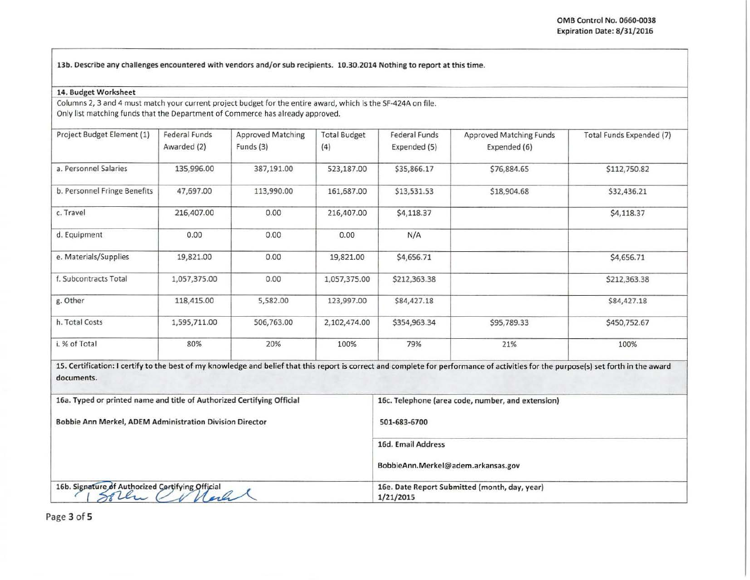**13b. Describe any challenges encountered with vendors and/or sub recipients. 10.30.2014 Nothing to report at this time.**

**14. Budget Worksheet**

Columns 2, 3 and 4 must match your current project budget for the entire award, which is the SF-424A on file.
Only list matching funds that the Department of Commerce has already approved.

| Project Budget Element (1) | Federal Funds Awarded (2) | Approved Matching Funds (3) | Total Budget (4) | Federal Funds Expended (5) | Approved Matching Funds Expended (6) | Total Funds Expended (7) |
|---|---|---|---|---|---|---|
| a. Personnel Salaries | 135,996.00 | 387,191.00 | 523,187.00 | $35,866.17 | $76,884.65 | $112,750.82 |
| b. Personnel Fringe Benefits | 47,697.00 | 113,990.00 | 161,687.00 | $13,531.53 | $18,904.68 | $32,436.21 |
| c. Travel | 216,407.00 | 0.00 | 216,407.00 | $4,118.37 | | $4,118.37 |
| d. Equipment | 0.00 | 0.00 | 0.00 | N/A | | |
| e. Materials/Supplies | 19,821.00 | 0.00 | 19,821.00 | $4,656.71 | | $4,656.71 |
| f. Subcontracts Total | 1,057,375.00 | 0.00 | 1,057,375.00 | $212,363.38 | | $212,363.38 |
| g. Other | 118,415.00 | 5,582.00 | 123,997.00 | $84,427.18 | | $84,427.18 |
| h. Total Costs | 1,595,711.00 | 506,763.00 | 2,102,474.00 | $354,963.34 | $95,789.33 | $450,752.67 |
| i. % of Total | 80% | 20% | 100% | 79% | 21% | 100% |

**15. Certification: I certify to the best of my knowledge and belief that this report is correct and complete for performance of activities for the purpose(s) set forth in the award documents.**

| | |
|---|---|
| **16a. Typed or printed name and title of Authorized Certifying Official**<br>**Bobbie Ann Merkel, ADEM Administration Division Director** | **16c. Telephone (area code, number, and extension)**<br>**501-683-6700** |
| | **16d. Email Address**<br>**BobbieAnn.Merkel@adem.arkansas.gov** |
| **16b. Signature of Authorized Certifying Official**<br>Bobbie A. Merkel | **16e. Date Report Submitted (month, day, year)**<br>**1/21/2015** |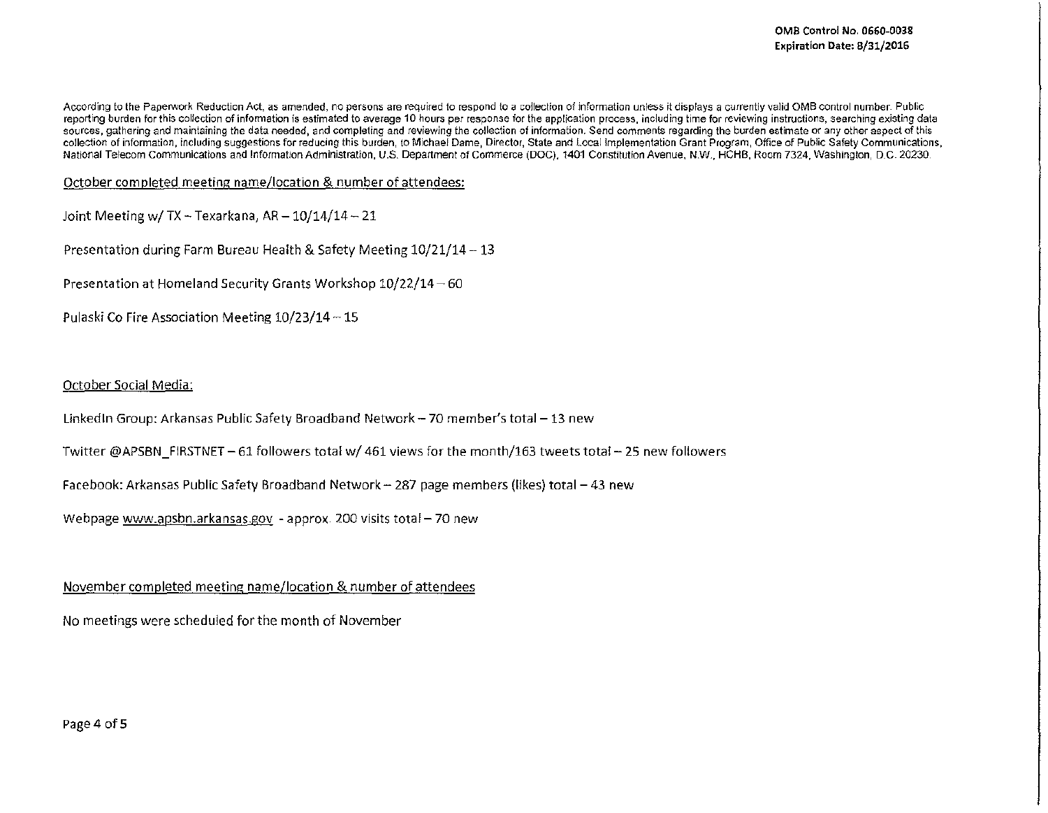OMB Control No. 0660-0038
Expiration Date: 8/31/2016

According to the Paperwork Reduction Act, as amended, no persons are required to respond to a collection of information unless it displays a currently valid OMB control number. Public reporting burden for this collection of information is estimated to average 10 hours per response for the application process, including time for reviewing instructions, searching existing data sources, gathering and maintaining the data needed, and completing and reviewing the collection of information. Send comments regarding the burden estimate or any other aspect of this collection of information, including suggestions for reducing this burden, to Michael Dame, Director, State and Local Implementation Grant Program, Office of Public Safety Communications, National Telecom Communications and Information Administration, U.S. Department of Commerce (DOC), 1401 Constitution Avenue, N.W., HCHB, Room 7324, Washington, D.C. 20230.

<u>October completed meeting name/location & number of attendees:</u>

Joint Meeting w/ TX – Texarkana, AR – 10/14/14 – 21

Presentation during Farm Bureau Health & Safety Meeting 10/21/14 – 13

Presentation at Homeland Security Grants Workshop 10/22/14 – 60

Pulaski Co Fire Association Meeting 10/23/14 – 15

<u>October Social Media:</u>

LinkedIn Group: Arkansas Public Safety Broadband Network – 70 member's total – 13 new

Twitter @APSBN_FIRSTNET – 61 followers total w/ 461 views for the month/163 tweets total – 25 new followers

Facebook: Arkansas Public Safety Broadband Network – 287 page members (likes) total – 43 new

Webpage www.apsbn.arkansas.gov - approx. 200 visits total – 70 new

<u>November completed meeting name/location & number of attendees</u>

No meetings were scheduled for the month of November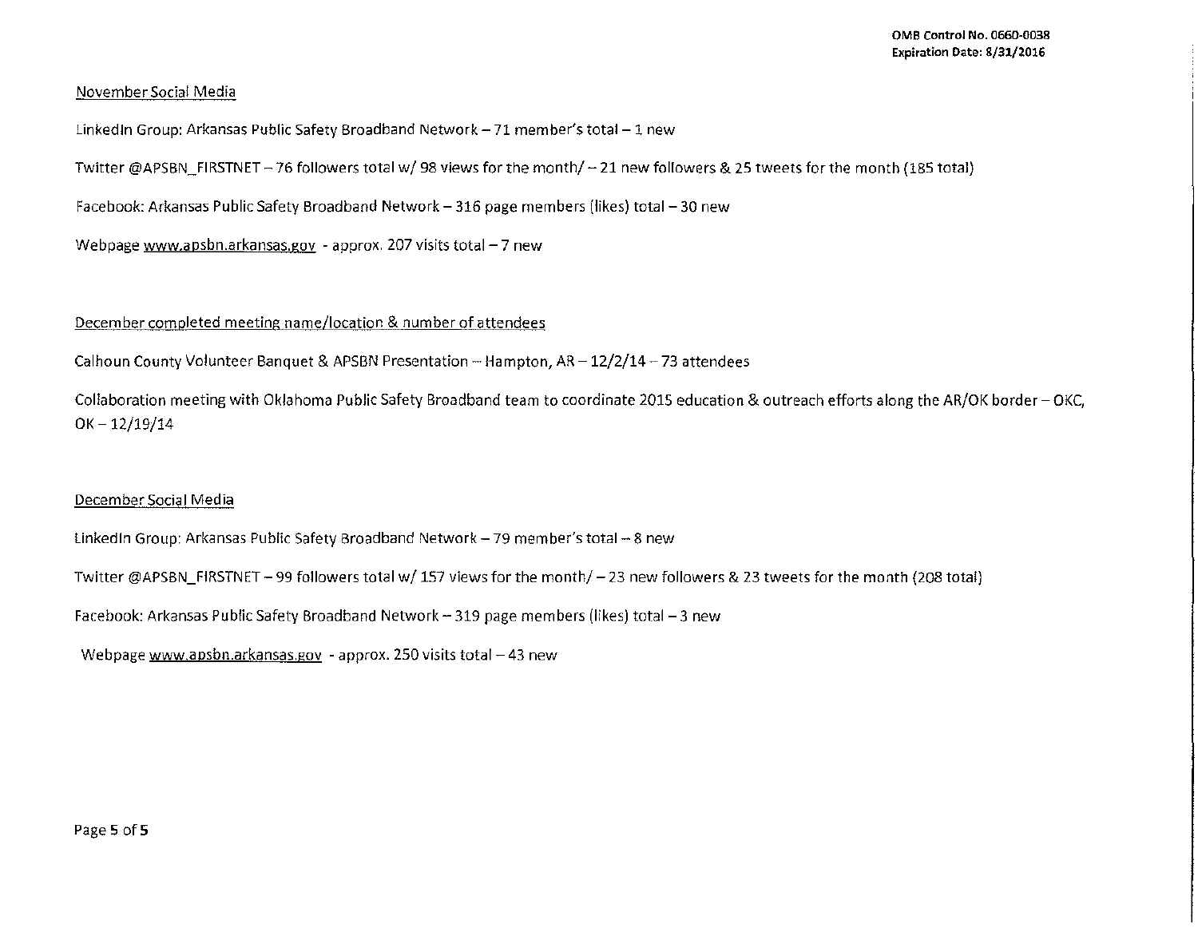November Social Media

LinkedIn Group: Arkansas Public Safety Broadband Network – 71 member's total – 1 new

Twitter @APSBN_FIRSTNET – 76 followers total w/ 98 views for the month/ – 21 new followers & 25 tweets for the month (185 total)

Facebook: Arkansas Public Safety Broadband Network – 316 page members (likes) total – 30 new

Webpage www.apsbn.arkansas.gov - approx. 207 visits total – 7 new

December completed meeting name/location & number of attendees

Calhoun County Volunteer Banquet & APSBN Presentation – Hampton, AR – 12/2/14 – 73 attendees

Collaboration meeting with Oklahoma Public Safety Broadband team to coordinate 2015 education & outreach efforts along the AR/OK border – OKC, OK – 12/19/14

December Social Media

LinkedIn Group: Arkansas Public Safety Broadband Network – 79 member's total – 8 new

Twitter @APSBN_FIRSTNET – 99 followers total w/ 157 views for the month/ – 23 new followers & 23 tweets for the month (208 total)

Facebook: Arkansas Public Safety Broadband Network – 319 page members (likes) total – 3 new

Webpage www.apsbn.arkansas.gov - approx. 250 visits total – 43 new